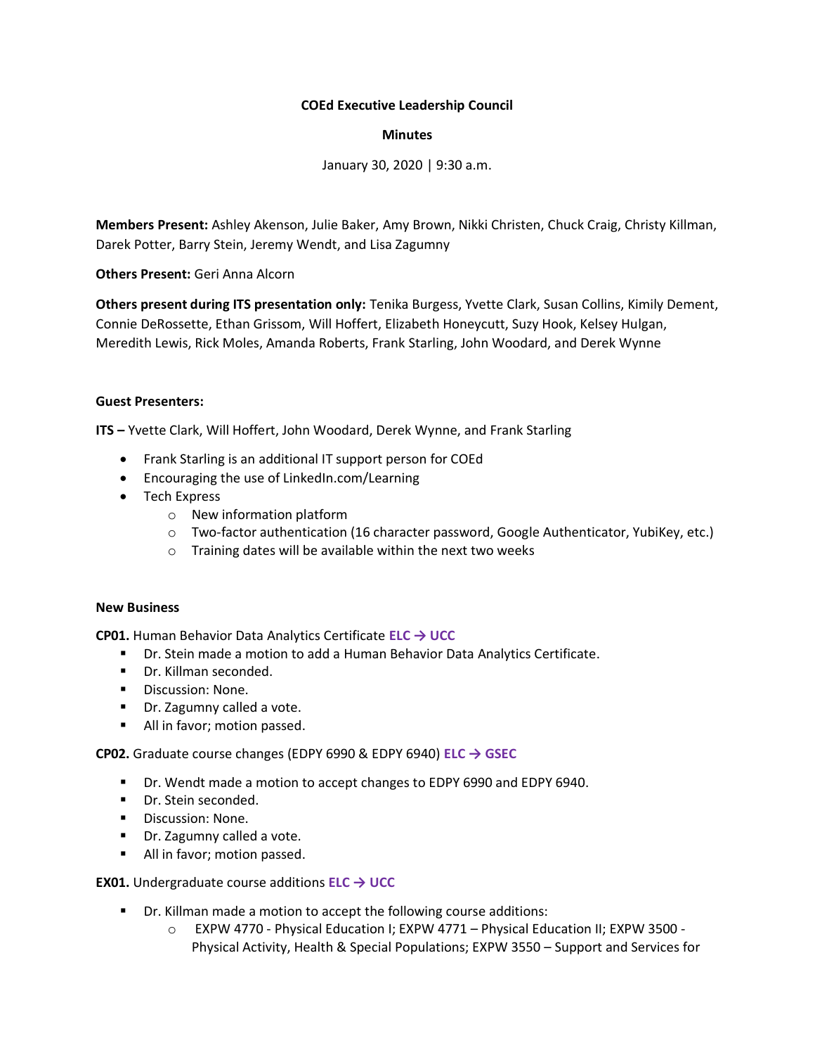**COEd Executive Leadership Council**

**Minutes**

January 30, 2020 | 9:30 a.m.

**Members Present:** Ashley Akenson, Julie Baker, Amy Brown, Nikki Christen, Chuck Craig, Christy Killman, Darek Potter, Barry Stein, Jeremy Wendt, and Lisa Zagumny

**Others Present:** Geri Anna Alcorn

**Others present during ITS presentation only:** Tenika Burgess, Yvette Clark, Susan Collins, Kimily Dement, Connie DeRossette, Ethan Grissom, Will Hoffert, Elizabeth Honeycutt, Suzy Hook, Kelsey Hulgan, Meredith Lewis, Rick Moles, Amanda Roberts, Frank Starling, John Woodard, and Derek Wynne

**Guest Presenters:**

**ITS –** Yvette Clark, Will Hoffert, John Woodard, Derek Wynne, and Frank Starling

- Frank Starling is an additional IT support person for COEd
- Encouraging the use of LinkedIn.com/Learning
- Tech Express
  - New information platform
  - Two-factor authentication (16 character password, Google Authenticator, YubiKey, etc.)
  - Training dates will be available within the next two weeks

**New Business**

**CP01.** Human Behavior Data Analytics Certificate **ELC → UCC**

- Dr. Stein made a motion to add a Human Behavior Data Analytics Certificate.
- Dr. Killman seconded.
- Discussion: None.
- Dr. Zagumny called a vote.
- All in favor; motion passed.

**CP02.** Graduate course changes (EDPY 6990 & EDPY 6940) **ELC → GSEC**

- Dr. Wendt made a motion to accept changes to EDPY 6990 and EDPY 6940.
- Dr. Stein seconded.
- Discussion: None.
- Dr. Zagumny called a vote.
- All in favor; motion passed.

**EX01.** Undergraduate course additions **ELC → UCC**

- Dr. Killman made a motion to accept the following course additions:
  - EXPW 4770 - Physical Education I; EXPW 4771 – Physical Education II; EXPW 3500 - Physical Activity, Health & Special Populations; EXPW 3550 – Support and Services for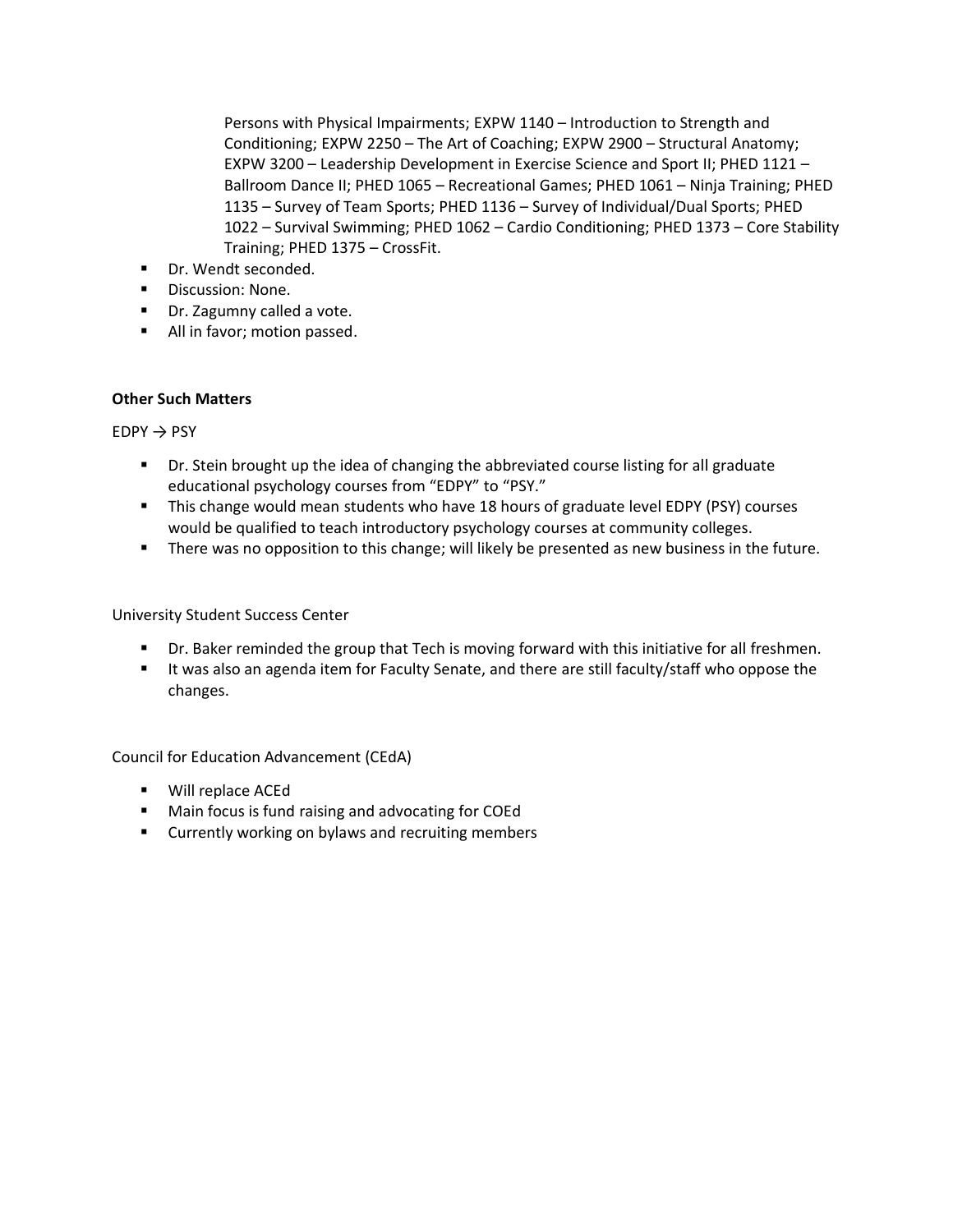Persons with Physical Impairments; EXPW 1140 – Introduction to Strength and Conditioning; EXPW 2250 – The Art of Coaching; EXPW 2900 – Structural Anatomy; EXPW 3200 – Leadership Development in Exercise Science and Sport II; PHED 1121 – Ballroom Dance II; PHED 1065 – Recreational Games; PHED 1061 – Ninja Training; PHED 1135 – Survey of Team Sports; PHED 1136 – Survey of Individual/Dual Sports; PHED 1022 – Survival Swimming; PHED 1062 – Cardio Conditioning; PHED 1373 – Core Stability Training; PHED 1375 – CrossFit.

- Dr. Wendt seconded.
- Discussion: None.
- Dr. Zagumny called a vote.
- All in favor; motion passed.

**Other Such Matters**

EDPY → PSY

- Dr. Stein brought up the idea of changing the abbreviated course listing for all graduate educational psychology courses from "EDPY" to "PSY."
- This change would mean students who have 18 hours of graduate level EDPY (PSY) courses would be qualified to teach introductory psychology courses at community colleges.
- There was no opposition to this change; will likely be presented as new business in the future.

University Student Success Center

- Dr. Baker reminded the group that Tech is moving forward with this initiative for all freshmen.
- It was also an agenda item for Faculty Senate, and there are still faculty/staff who oppose the changes.

Council for Education Advancement (CEdA)

- Will replace ACEd
- Main focus is fund raising and advocating for COEd
- Currently working on bylaws and recruiting members